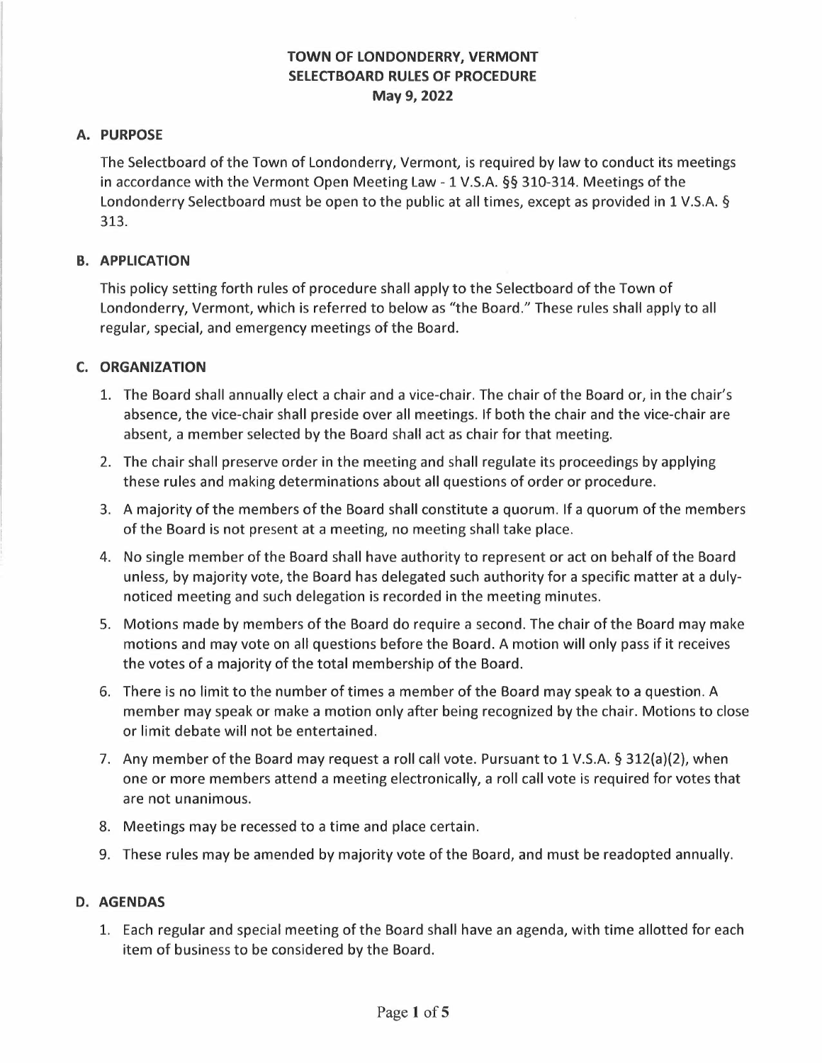# TOWN OF LONDONDERRY, VERMONT
# SELECTBOARD RULES OF PROCEDURE
# May 9, 2022

## A. PURPOSE

The Selectboard of the Town of Londonderry, Vermont, is required by law to conduct its meetings in accordance with the Vermont Open Meeting Law - 1 V.S.A. §§ 310-314. Meetings of the Londonderry Selectboard must be open to the public at all times, except as provided in 1 V.S.A. § 313.

## B. APPLICATION

This policy setting forth rules of procedure shall apply to the Selectboard of the Town of Londonderry, Vermont, which is referred to below as "the Board." These rules shall apply to all regular, special, and emergency meetings of the Board.

## C. ORGANIZATION

1. The Board shall annually elect a chair and a vice-chair. The chair of the Board or, in the chair's absence, the vice-chair shall preside over all meetings. If both the chair and the vice-chair are absent, a member selected by the Board shall act as chair for that meeting.
2. The chair shall preserve order in the meeting and shall regulate its proceedings by applying these rules and making determinations about all questions of order or procedure.
3. A majority of the members of the Board shall constitute a quorum. If a quorum of the members of the Board is not present at a meeting, no meeting shall take place.
4. No single member of the Board shall have authority to represent or act on behalf of the Board unless, by majority vote, the Board has delegated such authority for a specific matter at a duly-noticed meeting and such delegation is recorded in the meeting minutes.
5. Motions made by members of the Board do require a second. The chair of the Board may make motions and may vote on all questions before the Board. A motion will only pass if it receives the votes of a majority of the total membership of the Board.
6. There is no limit to the number of times a member of the Board may speak to a question. A member may speak or make a motion only after being recognized by the chair. Motions to close or limit debate will not be entertained.
7. Any member of the Board may request a roll call vote. Pursuant to 1 V.S.A. § 312(a)(2), when one or more members attend a meeting electronically, a roll call vote is required for votes that are not unanimous.
8. Meetings may be recessed to a time and place certain.
9. These rules may be amended by majority vote of the Board, and must be readopted annually.

## D. AGENDAS

1. Each regular and special meeting of the Board shall have an agenda, with time allotted for each item of business to be considered by the Board.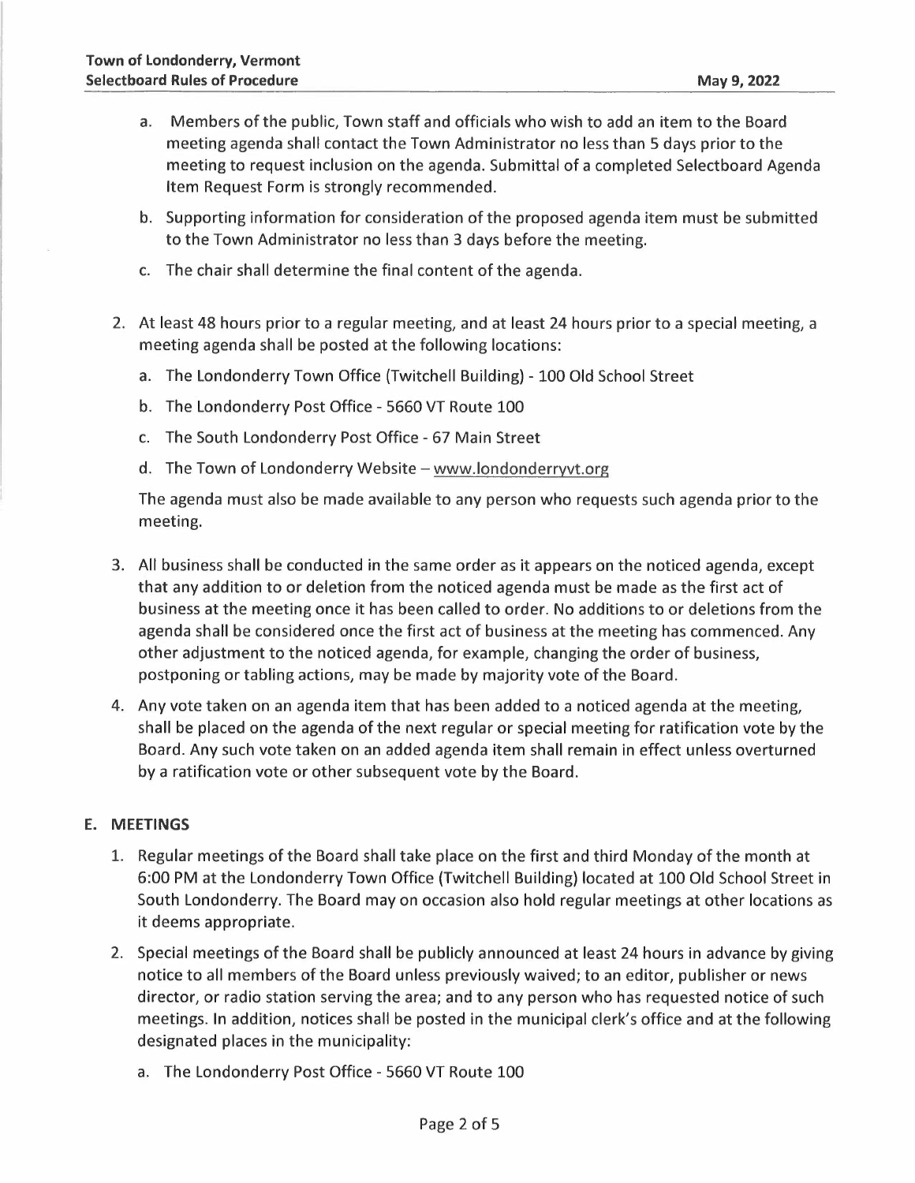a. Members of the public, Town staff and officials who wish to add an item to the Board meeting agenda shall contact the Town Administrator no less than 5 days prior to the meeting to request inclusion on the agenda. Submittal of a completed Selectboard Agenda Item Request Form is strongly recommended.

b. Supporting information for consideration of the proposed agenda item must be submitted to the Town Administrator no less than 3 days before the meeting.

c. The chair shall determine the final content of the agenda.

2. At least 48 hours prior to a regular meeting, and at least 24 hours prior to a special meeting, a meeting agenda shall be posted at the following locations:

   a. The Londonderry Town Office (Twitchell Building) - 100 Old School Street

   b. The Londonderry Post Office - 5660 VT Route 100

   c. The South Londonderry Post Office - 67 Main Street

   d. The Town of Londonderry Website – www.londonderryvt.org

   The agenda must also be made available to any person who requests such agenda prior to the meeting.

3. All business shall be conducted in the same order as it appears on the noticed agenda, except that any addition to or deletion from the noticed agenda must be made as the first act of business at the meeting once it has been called to order. No additions to or deletions from the agenda shall be considered once the first act of business at the meeting has commenced. Any other adjustment to the noticed agenda, for example, changing the order of business, postponing or tabling actions, may be made by majority vote of the Board.

4. Any vote taken on an agenda item that has been added to a noticed agenda at the meeting, shall be placed on the agenda of the next regular or special meeting for ratification vote by the Board. Any such vote taken on an added agenda item shall remain in effect unless overturned by a ratification vote or other subsequent vote by the Board.

## E. MEETINGS

1. Regular meetings of the Board shall take place on the first and third Monday of the month at 6:00 PM at the Londonderry Town Office (Twitchell Building) located at 100 Old School Street in South Londonderry. The Board may on occasion also hold regular meetings at other locations as it deems appropriate.

2. Special meetings of the Board shall be publicly announced at least 24 hours in advance by giving notice to all members of the Board unless previously waived; to an editor, publisher or news director, or radio station serving the area; and to any person who has requested notice of such meetings. In addition, notices shall be posted in the municipal clerk's office and at the following designated places in the municipality:

   a. The Londonderry Post Office - 5660 VT Route 100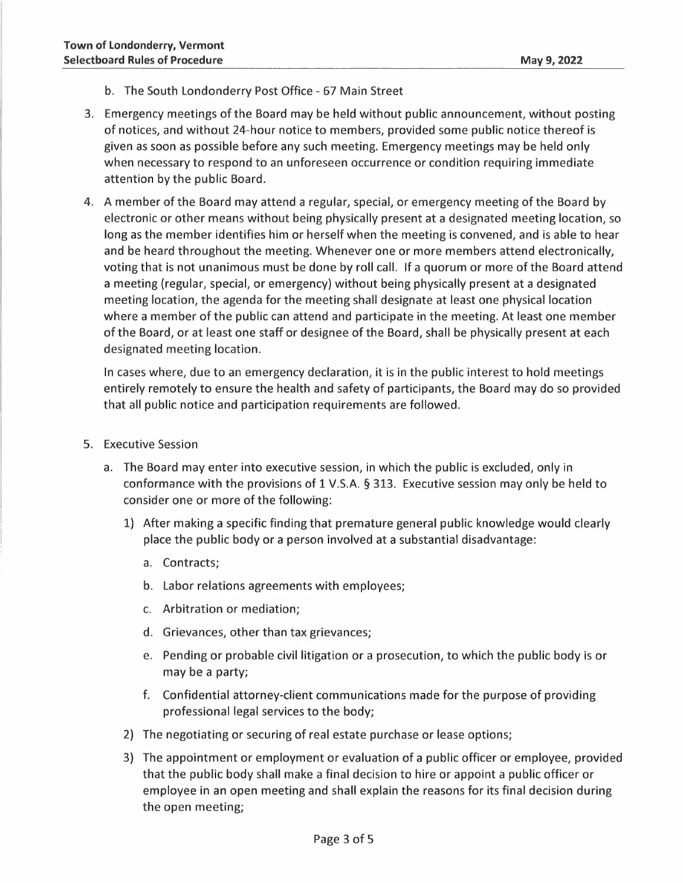b. The South Londonderry Post Office - 67 Main Street

3. Emergency meetings of the Board may be held without public announcement, without posting of notices, and without 24-hour notice to members, provided some public notice thereof is given as soon as possible before any such meeting. Emergency meetings may be held only when necessary to respond to an unforeseen occurrence or condition requiring immediate attention by the public Board.

4. A member of the Board may attend a regular, special, or emergency meeting of the Board by electronic or other means without being physically present at a designated meeting location, so long as the member identifies him or herself when the meeting is convened, and is able to hear and be heard throughout the meeting. Whenever one or more members attend electronically, voting that is not unanimous must be done by roll call. If a quorum or more of the Board attend a meeting (regular, special, or emergency) without being physically present at a designated meeting location, the agenda for the meeting shall designate at least one physical location where a member of the public can attend and participate in the meeting. At least one member of the Board, or at least one staff or designee of the Board, shall be physically present at each designated meeting location.

   In cases where, due to an emergency declaration, it is in the public interest to hold meetings entirely remotely to ensure the health and safety of participants, the Board may do so provided that all public notice and participation requirements are followed.

5. Executive Session

   a. The Board may enter into executive session, in which the public is excluded, only in conformance with the provisions of 1 V.S.A. § 313. Executive session may only be held to consider one or more of the following:

      1) After making a specific finding that premature general public knowledge would clearly place the public body or a person involved at a substantial disadvantage:

         a. Contracts;

         b. Labor relations agreements with employees;

         c. Arbitration or mediation;

         d. Grievances, other than tax grievances;

         e. Pending or probable civil litigation or a prosecution, to which the public body is or may be a party;

         f. Confidential attorney-client communications made for the purpose of providing professional legal services to the body;

      2) The negotiating or securing of real estate purchase or lease options;

      3) The appointment or employment or evaluation of a public officer or employee, provided that the public body shall make a final decision to hire or appoint a public officer or employee in an open meeting and shall explain the reasons for its final decision during the open meeting;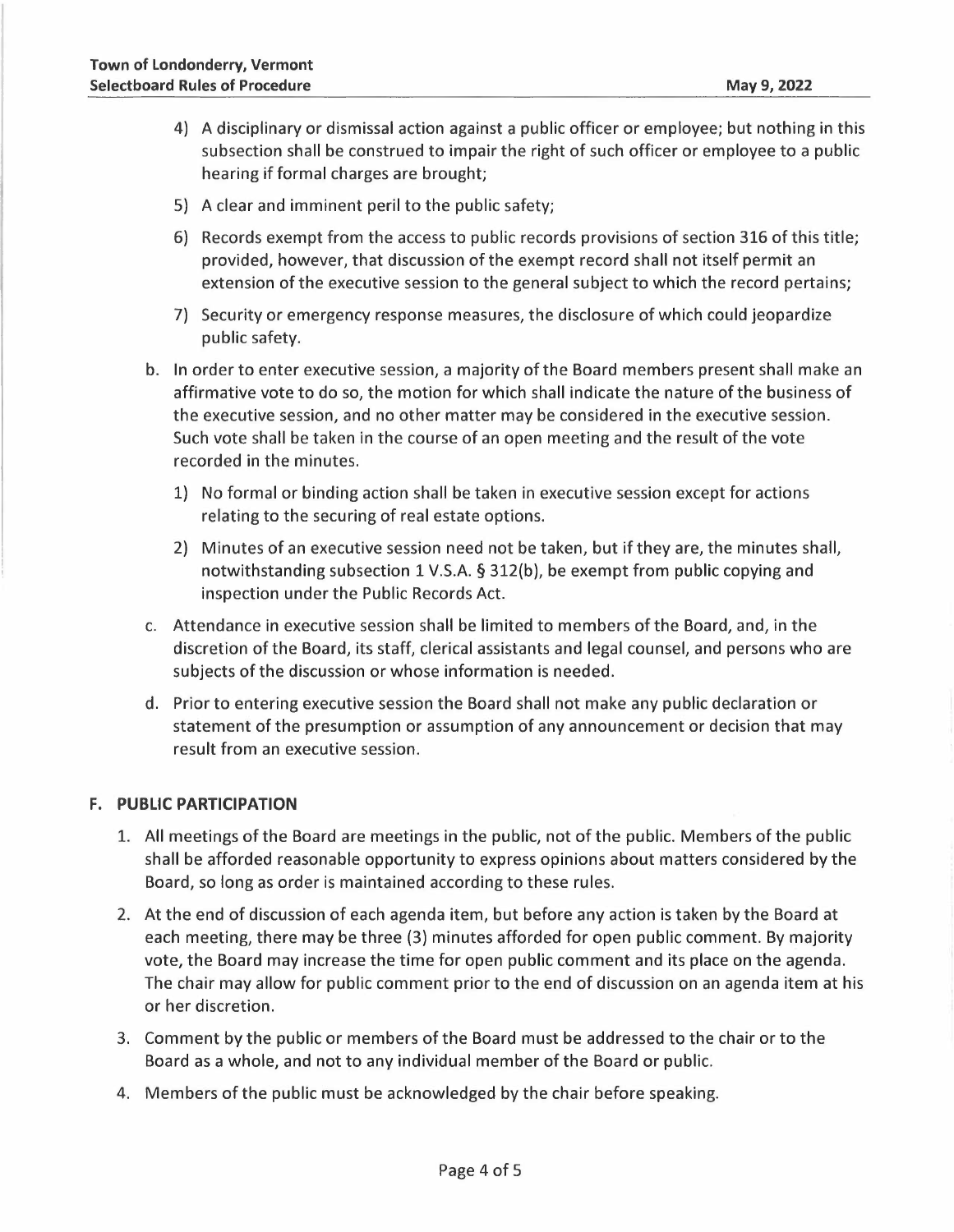4) A disciplinary or dismissal action against a public officer or employee; but nothing in this subsection shall be construed to impair the right of such officer or employee to a public hearing if formal charges are brought;

5) A clear and imminent peril to the public safety;

6) Records exempt from the access to public records provisions of section 316 of this title; provided, however, that discussion of the exempt record shall not itself permit an extension of the executive session to the general subject to which the record pertains;

7) Security or emergency response measures, the disclosure of which could jeopardize public safety.

b. In order to enter executive session, a majority of the Board members present shall make an affirmative vote to do so, the motion for which shall indicate the nature of the business of the executive session, and no other matter may be considered in the executive session. Such vote shall be taken in the course of an open meeting and the result of the vote recorded in the minutes.

   1) No formal or binding action shall be taken in executive session except for actions relating to the securing of real estate options.

   2) Minutes of an executive session need not be taken, but if they are, the minutes shall, notwithstanding subsection 1 V.S.A. § 312(b), be exempt from public copying and inspection under the Public Records Act.

c. Attendance in executive session shall be limited to members of the Board, and, in the discretion of the Board, its staff, clerical assistants and legal counsel, and persons who are subjects of the discussion or whose information is needed.

d. Prior to entering executive session the Board shall not make any public declaration or statement of the presumption or assumption of any announcement or decision that may result from an executive session.

## F. PUBLIC PARTICIPATION

1. All meetings of the Board are meetings in the public, not of the public. Members of the public shall be afforded reasonable opportunity to express opinions about matters considered by the Board, so long as order is maintained according to these rules.

2. At the end of discussion of each agenda item, but before any action is taken by the Board at each meeting, there may be three (3) minutes afforded for open public comment. By majority vote, the Board may increase the time for open public comment and its place on the agenda. The chair may allow for public comment prior to the end of discussion on an agenda item at his or her discretion.

3. Comment by the public or members of the Board must be addressed to the chair or to the Board as a whole, and not to any individual member of the Board or public.

4. Members of the public must be acknowledged by the chair before speaking.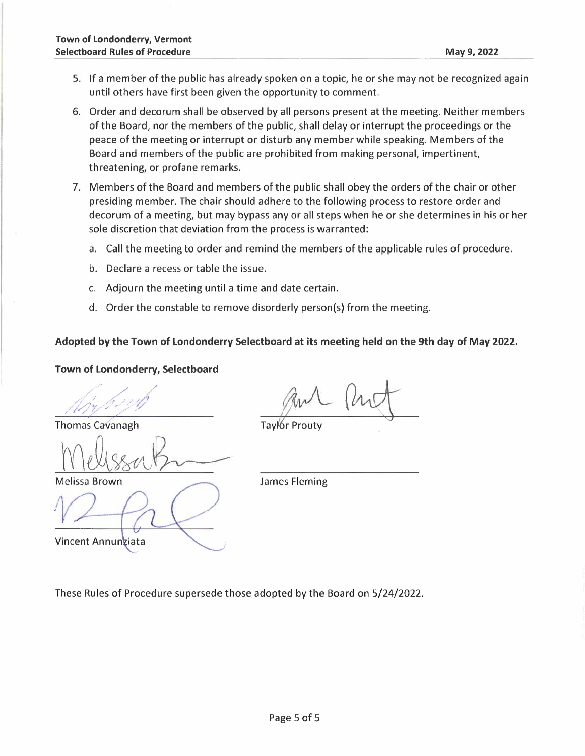5. If a member of the public has already spoken on a topic, he or she may not be recognized again until others have first been given the opportunity to comment.

6. Order and decorum shall be observed by all persons present at the meeting. Neither members of the Board, nor the members of the public, shall delay or interrupt the proceedings or the peace of the meeting or interrupt or disturb any member while speaking. Members of the Board and members of the public are prohibited from making personal, impertinent, threatening, or profane remarks.

7. Members of the Board and members of the public shall obey the orders of the chair or other presiding member. The chair should adhere to the following process to restore order and decorum of a meeting, but may bypass any or all steps when he or she determines in his or her sole discretion that deviation from the process is warranted:

   a. Call the meeting to order and remind the members of the applicable rules of procedure.

   b. Declare a recess or table the issue.

   c. Adjourn the meeting until a time and date certain.

   d. Order the constable to remove disorderly person(s) from the meeting.

**Adopted by the Town of Londonderry Selectboard at its meeting held on the 9th day of May 2022.**

**Town of Londonderry, Selectboard**

Thomas Cavanagh

Taylor Prouty

Melissa Brown

James Fleming

Vincent Annunziata

These Rules of Procedure supersede those adopted by the Board on 5/24/2022.